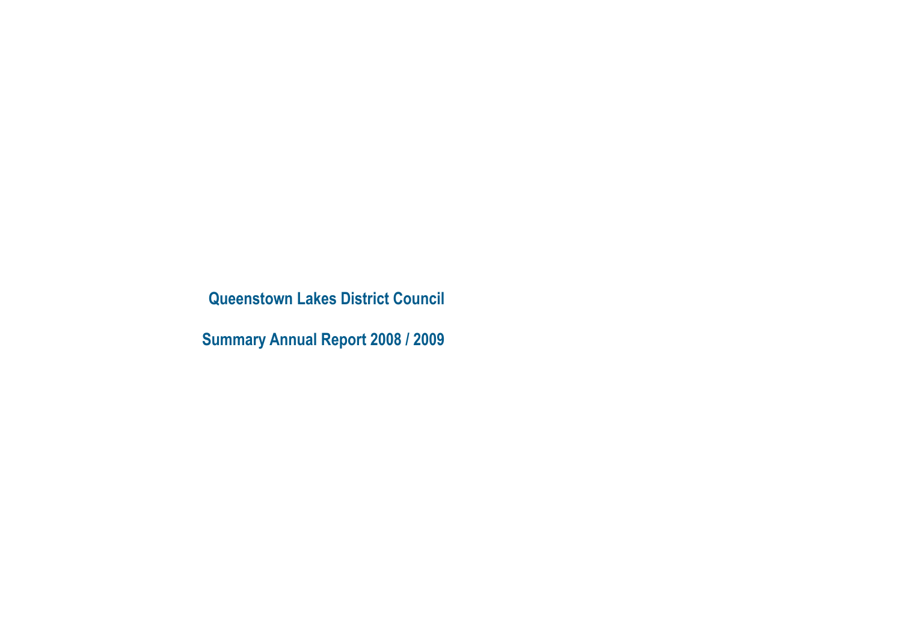# Queenstown Lakes District Council

## Summary Annual Report 2008 / 2009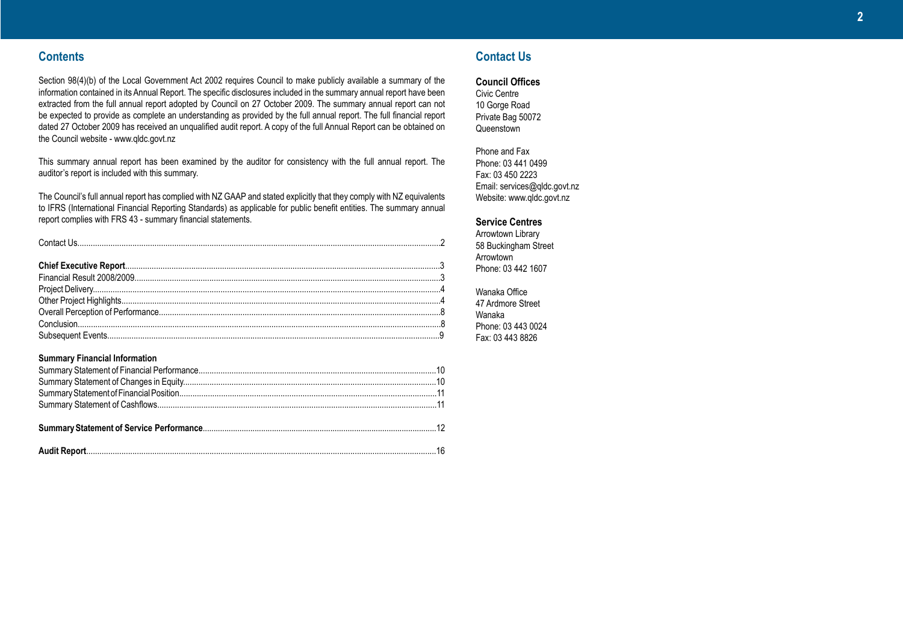## Contents

Section 98(4)(b) of the Local Government Act 2002 requires Council to make publicly available a summary of the information contained in its Annual Report. The specific disclosures included in the summary annual report have been extracted from the full annual report adopted by Council on 27 October 2009. The summary annual report can not be expected to provide as complete an understanding as provided by the full annual report. The full financial report dated 27 October 2009 has received an unqualified audit report. A copy of the full Annual Report can be obtained on the Council website - www.qldc.govt.nz

This summary annual report has been examined by the auditor for consistency with the full annual report. The auditor's report is included with this summary.

The Council's full annual report has complied with NZ GAAP and stated explicitly that they comply with NZ equivalents to IFRS (International Financial Reporting Standards) as applicable for public benefit entities. The summary annual report complies with FRS 43 - summary financial statements.

Contact Us....................2

**Chief Executive Report**....................3
Financial Result 2008/2009....................3
Project Delivery....................4
Other Project Highlights....................4
Overall Perception of Performance....................8
Conclusion....................8
Subsequent Events....................9

**Summary Financial Information**
Summary Statement of Financial Performance....................10
Summary Statement of Changes in Equity....................10
Summary Statement of Financial Position....................11
Summary Statement of Cashflows....................11

**Summary Statement of Service Performance**....................12

**Audit Report**....................16

## Contact Us

### Council Offices

Civic Centre
10 Gorge Road
Private Bag 50072
Queenstown

Phone and Fax
Phone: 03 441 0499
Fax: 03 450 2223
Email: services@qldc.govt.nz
Website: www.qldc.govt.nz

### Service Centres

Arrowtown Library
58 Buckingham Street
Arrowtown
Phone: 03 442 1607

Wanaka Office
47 Ardmore Street
Wanaka
Phone: 03 443 0024
Fax: 03 443 8826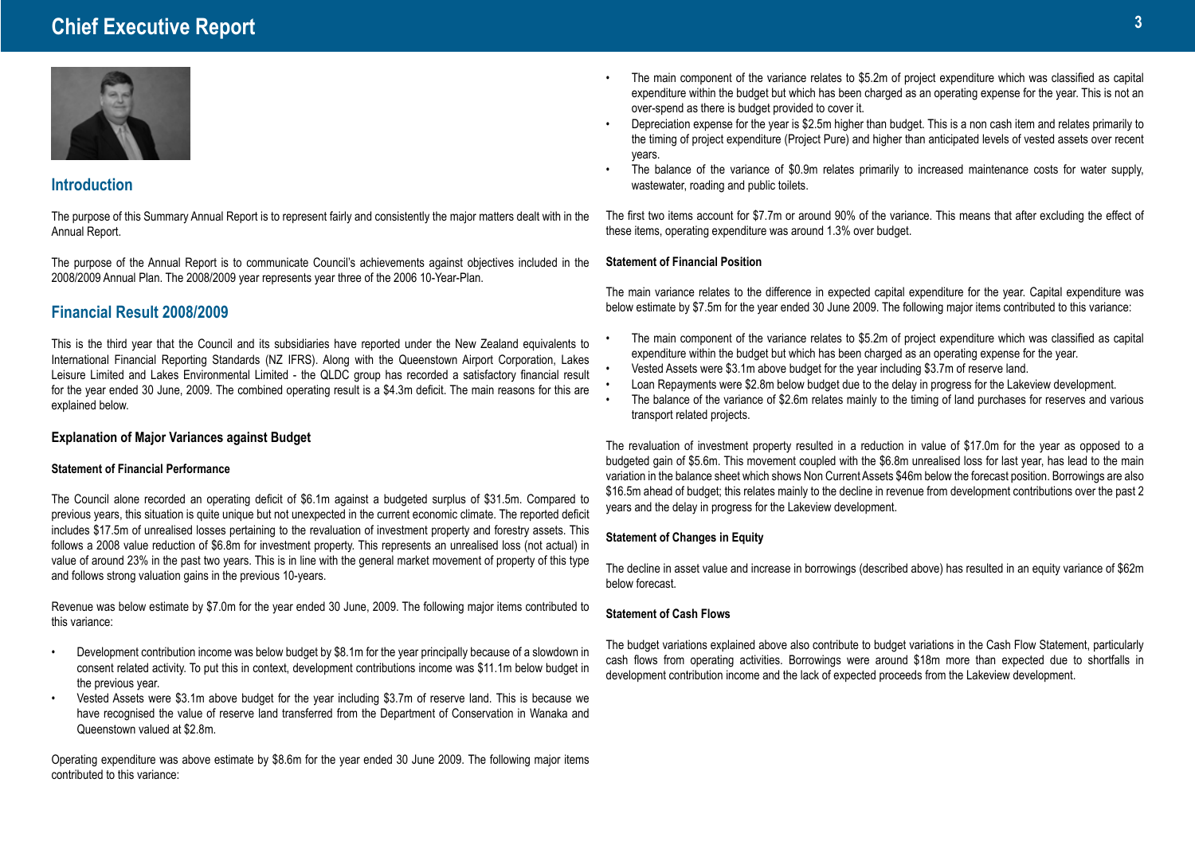# Chief Executive Report

## Introduction

The purpose of this Summary Annual Report is to represent fairly and consistently the major matters dealt with in the Annual Report.

The purpose of the Annual Report is to communicate Council's achievements against objectives included in the 2008/2009 Annual Plan. The 2008/2009 year represents year three of the 2006 10-Year-Plan.

## Financial Result 2008/2009

This is the third year that the Council and its subsidiaries have reported under the New Zealand equivalents to International Financial Reporting Standards (NZ IFRS). Along with the Queenstown Airport Corporation, Lakes Leisure Limited and Lakes Environmental Limited - the QLDC group has recorded a satisfactory financial result for the year ended 30 June, 2009. The combined operating result is a $4.3m deficit. The main reasons for this are explained below.

### Explanation of Major Variances against Budget

#### Statement of Financial Performance

The Council alone recorded an operating deficit of $6.1m against a budgeted surplus of $31.5m. Compared to previous years, this situation is quite unique but not unexpected in the current economic climate. The reported deficit includes $17.5m of unrealised losses pertaining to the revaluation of investment property and forestry assets. This follows a 2008 value reduction of $6.8m for investment property. This represents an unrealised loss (not actual) in value of around 23% in the past two years. This is in line with the general market movement of property of this type and follows strong valuation gains in the previous 10-years.

Revenue was below estimate by $7.0m for the year ended 30 June, 2009. The following major items contributed to this variance:

- Development contribution income was below budget by $8.1m for the year principally because of a slowdown in consent related activity. To put this in context, development contributions income was $11.1m below budget in the previous year.
- Vested Assets were $3.1m above budget for the year including $3.7m of reserve land. This is because we have recognised the value of reserve land transferred from the Department of Conservation in Wanaka and Queenstown valued at $2.8m.

Operating expenditure was above estimate by $8.6m for the year ended 30 June 2009. The following major items contributed to this variance:

- The main component of the variance relates to $5.2m of project expenditure which was classified as capital expenditure within the budget but which has been charged as an operating expense for the year. This is not an over-spend as there is budget provided to cover it.
- Depreciation expense for the year is $2.5m higher than budget. This is a non cash item and relates primarily to the timing of project expenditure (Project Pure) and higher than anticipated levels of vested assets over recent years.
- The balance of the variance of $0.9m relates primarily to increased maintenance costs for water supply, wastewater, roading and public toilets.

The first two items account for $7.7m or around 90% of the variance. This means that after excluding the effect of these items, operating expenditure was around 1.3% over budget.

#### Statement of Financial Position

The main variance relates to the difference in expected capital expenditure for the year. Capital expenditure was below estimate by $7.5m for the year ended 30 June 2009. The following major items contributed to this variance:

- The main component of the variance relates to $5.2m of project expenditure which was classified as capital expenditure within the budget but which has been charged as an operating expense for the year.
- Vested Assets were $3.1m above budget for the year including $3.7m of reserve land.
- Loan Repayments were $2.8m below budget due to the delay in progress for the Lakeview development.
- The balance of the variance of $2.6m relates mainly to the timing of land purchases for reserves and various transport related projects.

The revaluation of investment property resulted in a reduction in value of $17.0m for the year as opposed to a budgeted gain of $5.6m. This movement coupled with the $6.8m unrealised loss for last year, has lead to the main variation in the balance sheet which shows Non Current Assets $46m below the forecast position. Borrowings are also $16.5m ahead of budget; this relates mainly to the decline in revenue from development contributions over the past 2 years and the delay in progress for the Lakeview development.

#### Statement of Changes in Equity

The decline in asset value and increase in borrowings (described above) has resulted in an equity variance of $62m below forecast.

#### Statement of Cash Flows

The budget variations explained above also contribute to budget variations in the Cash Flow Statement, particularly cash flows from operating activities. Borrowings were around $18m more than expected due to shortfalls in development contribution income and the lack of expected proceeds from the Lakeview development.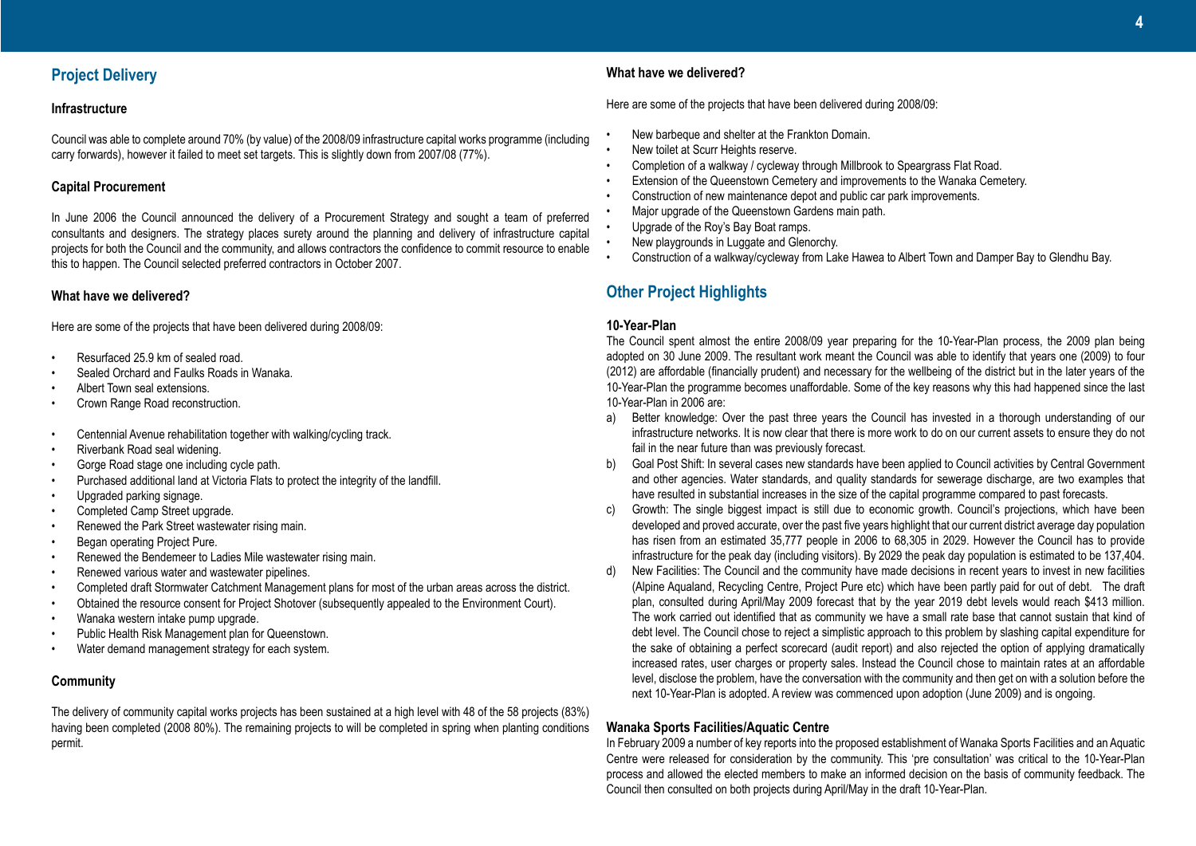## Project Delivery

### Infrastructure

Council was able to complete around 70% (by value) of the 2008/09 infrastructure capital works programme (including carry forwards), however it failed to meet set targets. This is slightly down from 2007/08 (77%).

### Capital Procurement

In June 2006 the Council announced the delivery of a Procurement Strategy and sought a team of preferred consultants and designers. The strategy places surety around the planning and delivery of infrastructure capital projects for both the Council and the community, and allows contractors the confidence to commit resource to enable this to happen. The Council selected preferred contractors in October 2007.

### What have we delivered?

Here are some of the projects that have been delivered during 2008/09:

- Resurfaced 25.9 km of sealed road.
- Sealed Orchard and Faulks Roads in Wanaka.
- Albert Town seal extensions.
- Crown Range Road reconstruction.
- Centennial Avenue rehabilitation together with walking/cycling track.
- Riverbank Road seal widening.
- Gorge Road stage one including cycle path.
- Purchased additional land at Victoria Flats to protect the integrity of the landfill.
- Upgraded parking signage.
- Completed Camp Street upgrade.
- Renewed the Park Street wastewater rising main.
- Began operating Project Pure.
- Renewed the Bendemeer to Ladies Mile wastewater rising main.
- Renewed various water and wastewater pipelines.
- Completed draft Stormwater Catchment Management plans for most of the urban areas across the district.
- Obtained the resource consent for Project Shotover (subsequently appealed to the Environment Court).
- Wanaka western intake pump upgrade.
- Public Health Risk Management plan for Queenstown.
- Water demand management strategy for each system.

### Community

The delivery of community capital works projects has been sustained at a high level with 48 of the 58 projects (83%) having been completed (2008 80%). The remaining projects to will be completed in spring when planting conditions permit.

### What have we delivered?

Here are some of the projects that have been delivered during 2008/09:

- New barbeque and shelter at the Frankton Domain.
- New toilet at Scurr Heights reserve.
- Completion of a walkway / cycleway through Millbrook to Speargrass Flat Road.
- Extension of the Queenstown Cemetery and improvements to the Wanaka Cemetery.
- Construction of new maintenance depot and public car park improvements.
- Major upgrade of the Queenstown Gardens main path.
- Upgrade of the Roy's Bay Boat ramps.
- New playgrounds in Luggate and Glenorchy.
- Construction of a walkway/cycleway from Lake Hawea to Albert Town and Damper Bay to Glendhu Bay.

## Other Project Highlights

### 10-Year-Plan

The Council spent almost the entire 2008/09 year preparing for the 10-Year-Plan process, the 2009 plan being adopted on 30 June 2009. The resultant work meant the Council was able to identify that years one (2009) to four (2012) are affordable (financially prudent) and necessary for the wellbeing of the district but in the later years of the 10-Year-Plan the programme becomes unaffordable. Some of the key reasons why this had happened since the last 10-Year-Plan in 2006 are:

a) Better knowledge: Over the past three years the Council has invested in a thorough understanding of our infrastructure networks. It is now clear that there is more work to do on our current assets to ensure they do not fail in the near future than was previously forecast.

b) Goal Post Shift: In several cases new standards have been applied to Council activities by Central Government and other agencies. Water standards, and quality standards for sewerage discharge, are two examples that have resulted in substantial increases in the size of the capital programme compared to past forecasts.

c) Growth: The single biggest impact is still due to economic growth. Council's projections, which have been developed and proved accurate, over the past five years highlight that our current district average day population has risen from an estimated 35,777 people in 2006 to 68,305 in 2029. However the Council has to provide infrastructure for the peak day (including visitors). By 2029 the peak day population is estimated to be 137,404.

d) New Facilities: The Council and the community have made decisions in recent years to invest in new facilities (Alpine Aqualand, Recycling Centre, Project Pure etc) which have been partly paid for out of debt. The draft plan, consulted during April/May 2009 forecast that by the year 2019 debt levels would reach $413 million. The work carried out identified that as community we have a small rate base that cannot sustain that kind of debt level. The Council chose to reject a simplistic approach to this problem by slashing capital expenditure for the sake of obtaining a perfect scorecard (audit report) and also rejected the option of applying dramatically increased rates, user charges or property sales. Instead the Council chose to maintain rates at an affordable level, disclose the problem, have the conversation with the community and then get on with a solution before the next 10-Year-Plan is adopted. A review was commenced upon adoption (June 2009) and is ongoing.

### Wanaka Sports Facilities/Aquatic Centre

In February 2009 a number of key reports into the proposed establishment of Wanaka Sports Facilities and an Aquatic Centre were released for consideration by the community. This 'pre consultation' was critical to the 10-Year-Plan process and allowed the elected members to make an informed decision on the basis of community feedback. The Council then consulted on both projects during April/May in the draft 10-Year-Plan.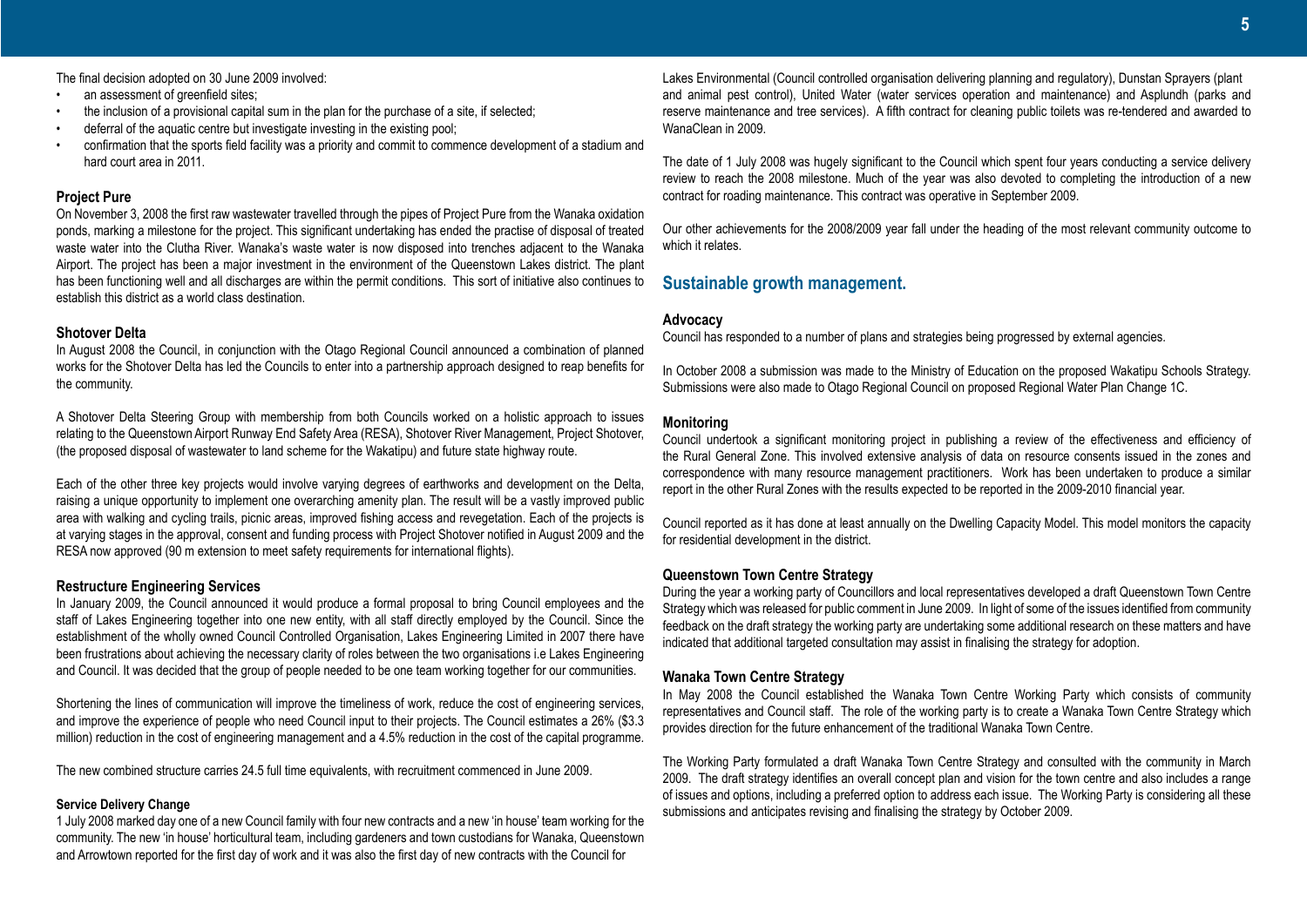The final decision adopted on 30 June 2009 involved:

- an assessment of greenfield sites;
- the inclusion of a provisional capital sum in the plan for the purchase of a site, if selected;
- deferral of the aquatic centre but investigate investing in the existing pool;
- confirmation that the sports field facility was a priority and commit to commence development of a stadium and hard court area in 2011.

### Project Pure

On November 3, 2008 the first raw wastewater travelled through the pipes of Project Pure from the Wanaka oxidation ponds, marking a milestone for the project. This significant undertaking has ended the practise of disposal of treated waste water into the Clutha River. Wanaka's waste water is now disposed into trenches adjacent to the Wanaka Airport. The project has been a major investment in the environment of the Queenstown Lakes district. The plant has been functioning well and all discharges are within the permit conditions. This sort of initiative also continues to establish this district as a world class destination.

### Shotover Delta

In August 2008 the Council, in conjunction with the Otago Regional Council announced a combination of planned works for the Shotover Delta has led the Councils to enter into a partnership approach designed to reap benefits for the community.

A Shotover Delta Steering Group with membership from both Councils worked on a holistic approach to issues relating to the Queenstown Airport Runway End Safety Area (RESA), Shotover River Management, Project Shotover, (the proposed disposal of wastewater to land scheme for the Wakatipu) and future state highway route.

Each of the other three key projects would involve varying degrees of earthworks and development on the Delta, raising a unique opportunity to implement one overarching amenity plan. The result will be a vastly improved public area with walking and cycling trails, picnic areas, improved fishing access and revegetation. Each of the projects is at varying stages in the approval, consent and funding process with Project Shotover notified in August 2009 and the RESA now approved (90 m extension to meet safety requirements for international flights).

### Restructure Engineering Services

In January 2009, the Council announced it would produce a formal proposal to bring Council employees and the staff of Lakes Engineering together into one new entity, with all staff directly employed by the Council. Since the establishment of the wholly owned Council Controlled Organisation, Lakes Engineering Limited in 2007 there have been frustrations about achieving the necessary clarity of roles between the two organisations i.e Lakes Engineering and Council. It was decided that the group of people needed to be one team working together for our communities.

Shortening the lines of communication will improve the timeliness of work, reduce the cost of engineering services, and improve the experience of people who need Council input to their projects. The Council estimates a 26% ($3.3 million) reduction in the cost of engineering management and a 4.5% reduction in the cost of the capital programme.

The new combined structure carries 24.5 full time equivalents, with recruitment commenced in June 2009.

#### Service Delivery Change

1 July 2008 marked day one of a new Council family with four new contracts and a new 'in house' team working for the community. The new 'in house' horticultural team, including gardeners and town custodians for Wanaka, Queenstown and Arrowtown reported for the first day of work and it was also the first day of new contracts with the Council for Lakes Environmental (Council controlled organisation delivering planning and regulatory), Dunstan Sprayers (plant and animal pest control), United Water (water services operation and maintenance) and Asplundh (parks and reserve maintenance and tree services). A fifth contract for cleaning public toilets was re-tendered and awarded to WanaClean in 2009.

The date of 1 July 2008 was hugely significant to the Council which spent four years conducting a service delivery review to reach the 2008 milestone. Much of the year was also devoted to completing the introduction of a new contract for roading maintenance. This contract was operative in September 2009.

Our other achievements for the 2008/2009 year fall under the heading of the most relevant community outcome to which it relates.

## Sustainable growth management.

### Advocacy

Council has responded to a number of plans and strategies being progressed by external agencies.

In October 2008 a submission was made to the Ministry of Education on the proposed Wakatipu Schools Strategy. Submissions were also made to Otago Regional Council on proposed Regional Water Plan Change 1C.

### Monitoring

Council undertook a significant monitoring project in publishing a review of the effectiveness and efficiency of the Rural General Zone. This involved extensive analysis of data on resource consents issued in the zones and correspondence with many resource management practitioners. Work has been undertaken to produce a similar report in the other Rural Zones with the results expected to be reported in the 2009-2010 financial year.

Council reported as it has done at least annually on the Dwelling Capacity Model. This model monitors the capacity for residential development in the district.

### Queenstown Town Centre Strategy

During the year a working party of Councillors and local representatives developed a draft Queenstown Town Centre Strategy which was released for public comment in June 2009. In light of some of the issues identified from community feedback on the draft strategy the working party are undertaking some additional research on these matters and have indicated that additional targeted consultation may assist in finalising the strategy for adoption.

### Wanaka Town Centre Strategy

In May 2008 the Council established the Wanaka Town Centre Working Party which consists of community representatives and Council staff. The role of the working party is to create a Wanaka Town Centre Strategy which provides direction for the future enhancement of the traditional Wanaka Town Centre.

The Working Party formulated a draft Wanaka Town Centre Strategy and consulted with the community in March 2009. The draft strategy identifies an overall concept plan and vision for the town centre and also includes a range of issues and options, including a preferred option to address each issue. The Working Party is considering all these submissions and anticipates revising and finalising the strategy by October 2009.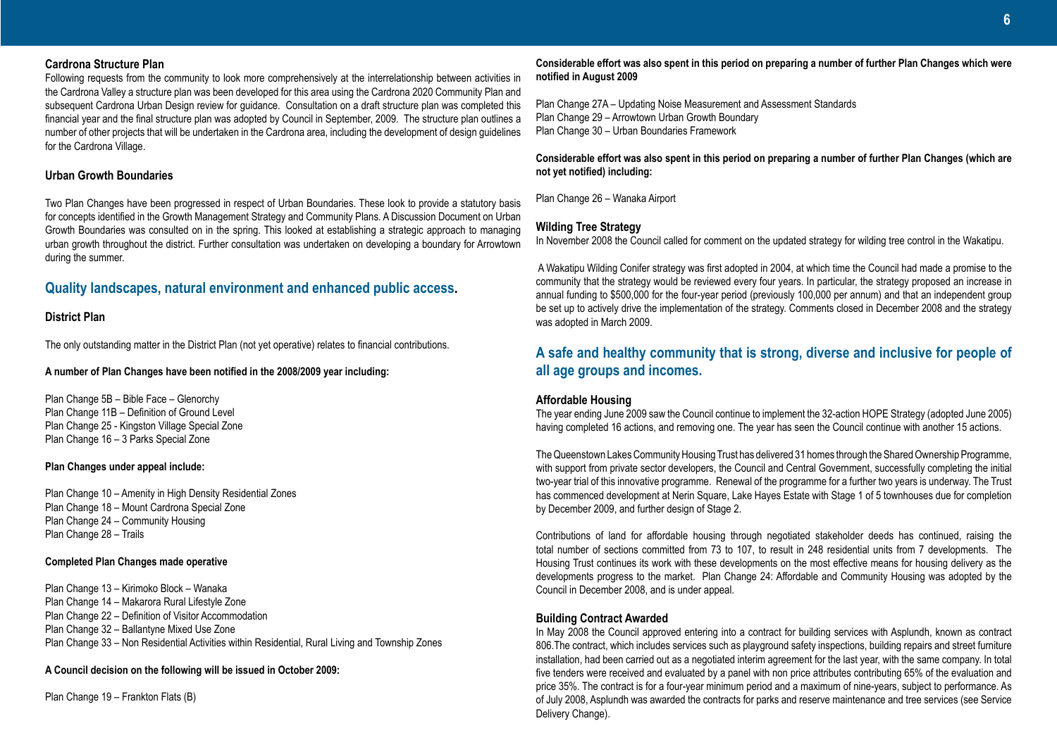### Cardrona Structure Plan

Following requests from the community to look more comprehensively at the interrelationship between activities in the Cardrona Valley a structure plan was been developed for this area using the Cardrona 2020 Community Plan and subsequent Cardrona Urban Design review for guidance. Consultation on a draft structure plan was completed this financial year and the final structure plan was adopted by Council in September, 2009. The structure plan outlines a number of other projects that will be undertaken in the Cardrona area, including the development of design guidelines for the Cardrona Village.

### Urban Growth Boundaries

Two Plan Changes have been progressed in respect of Urban Boundaries. These look to provide a statutory basis for concepts identified in the Growth Management Strategy and Community Plans. A Discussion Document on Urban Growth Boundaries was consulted on in the spring. This looked at establishing a strategic approach to managing urban growth throughout the district. Further consultation was undertaken on developing a boundary for Arrowtown during the summer.

## Quality landscapes, natural environment and enhanced public access.

### District Plan

The only outstanding matter in the District Plan (not yet operative) relates to financial contributions.

**A number of Plan Changes have been notified in the 2008/2009 year including:**

Plan Change 5B – Bible Face – Glenorchy
Plan Change 11B – Definition of Ground Level
Plan Change 25 - Kingston Village Special Zone
Plan Change 16 – 3 Parks Special Zone

**Plan Changes under appeal include:**

Plan Change 10 – Amenity in High Density Residential Zones
Plan Change 18 – Mount Cardrona Special Zone
Plan Change 24 – Community Housing
Plan Change 28 – Trails

**Completed Plan Changes made operative**

Plan Change 13 – Kirimoko Block – Wanaka
Plan Change 14 – Makarora Rural Lifestyle Zone
Plan Change 22 – Definition of Visitor Accommodation
Plan Change 32 – Ballantyne Mixed Use Zone
Plan Change 33 – Non Residential Activities within Residential, Rural Living and Township Zones

**A Council decision on the following will be issued in October 2009:**

Plan Change 19 – Frankton Flats (B)

**Considerable effort was also spent in this period on preparing a number of further Plan Changes which were notified in August 2009**

Plan Change 27A – Updating Noise Measurement and Assessment Standards
Plan Change 29 – Arrowtown Urban Growth Boundary
Plan Change 30 – Urban Boundaries Framework

**Considerable effort was also spent in this period on preparing a number of further Plan Changes (which are not yet notified) including:**

Plan Change 26 – Wanaka Airport

### Wilding Tree Strategy

In November 2008 the Council called for comment on the updated strategy for wilding tree control in the Wakatipu.

A Wakatipu Wilding Conifer strategy was first adopted in 2004, at which time the Council had made a promise to the community that the strategy would be reviewed every four years. In particular, the strategy proposed an increase in annual funding to $500,000 for the four-year period (previously 100,000 per annum) and that an independent group be set up to actively drive the implementation of the strategy. Comments closed in December 2008 and the strategy was adopted in March 2009.

## A safe and healthy community that is strong, diverse and inclusive for people of all age groups and incomes.

### Affordable Housing

The year ending June 2009 saw the Council continue to implement the 32-action HOPE Strategy (adopted June 2005) having completed 16 actions, and removing one. The year has seen the Council continue with another 15 actions.

The Queenstown Lakes Community Housing Trust has delivered 31 homes through the Shared Ownership Programme, with support from private sector developers, the Council and Central Government, successfully completing the initial two-year trial of this innovative programme. Renewal of the programme for a further two years is underway. The Trust has commenced development at Nerin Square, Lake Hayes Estate with Stage 1 of 5 townhouses due for completion by December 2009, and further design of Stage 2.

Contributions of land for affordable housing through negotiated stakeholder deeds has continued, raising the total number of sections committed from 73 to 107, to result in 248 residential units from 7 developments. The Housing Trust continues its work with these developments on the most effective means for housing delivery as the developments progress to the market. Plan Change 24: Affordable and Community Housing was adopted by the Council in December 2008, and is under appeal.

### Building Contract Awarded

In May 2008 the Council approved entering into a contract for building services with Asplundh, known as contract 806.The contract, which includes services such as playground safety inspections, building repairs and street furniture installation, had been carried out as a negotiated interim agreement for the last year, with the same company. In total five tenders were received and evaluated by a panel with non price attributes contributing 65% of the evaluation and price 35%. The contract is for a four-year minimum period and a maximum of nine-years, subject to performance. As of July 2008, Asplundh was awarded the contracts for parks and reserve maintenance and tree services (see Service Delivery Change).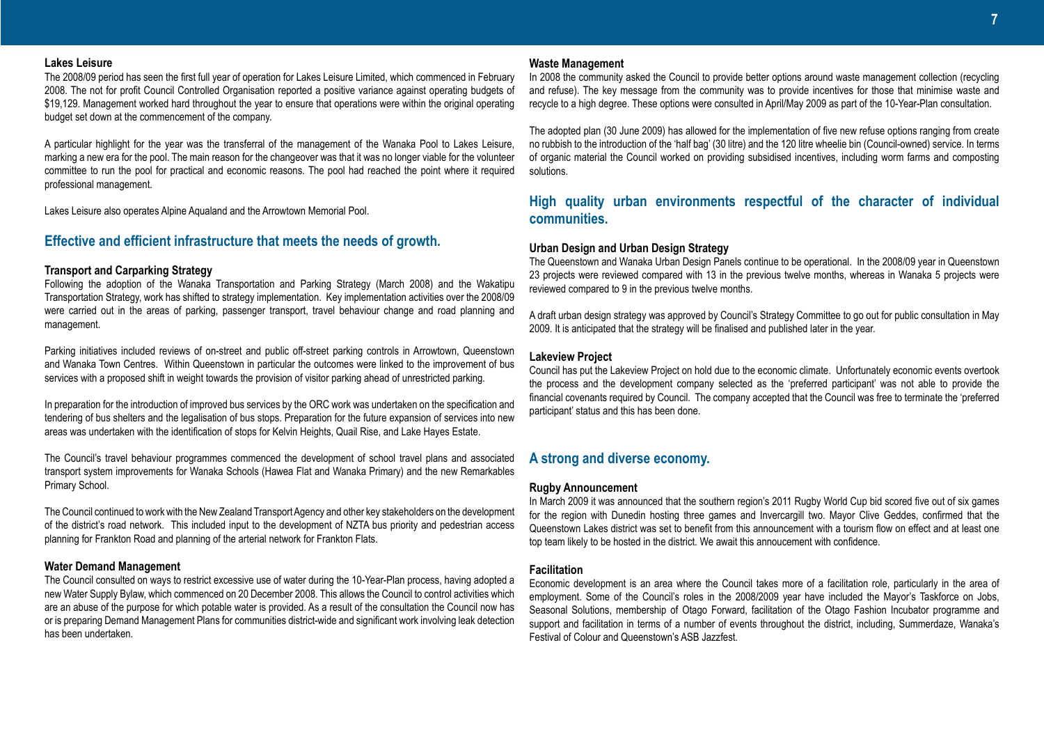### Lakes Leisure

The 2008/09 period has seen the first full year of operation for Lakes Leisure Limited, which commenced in February 2008. The not for profit Council Controlled Organisation reported a positive variance against operating budgets of $19,129. Management worked hard throughout the year to ensure that operations were within the original operating budget set down at the commencement of the company.

A particular highlight for the year was the transferral of the management of the Wanaka Pool to Lakes Leisure, marking a new era for the pool. The main reason for the changeover was that it was no longer viable for the volunteer committee to run the pool for practical and economic reasons. The pool had reached the point where it required professional management.

Lakes Leisure also operates Alpine Aqualand and the Arrowtown Memorial Pool.

## Effective and efficient infrastructure that meets the needs of growth.

### Transport and Carparking Strategy

Following the adoption of the Wanaka Transportation and Parking Strategy (March 2008) and the Wakatipu Transportation Strategy, work has shifted to strategy implementation. Key implementation activities over the 2008/09 were carried out in the areas of parking, passenger transport, travel behaviour change and road planning and management.

Parking initiatives included reviews of on-street and public off-street parking controls in Arrowtown, Queenstown and Wanaka Town Centres. Within Queenstown in particular the outcomes were linked to the improvement of bus services with a proposed shift in weight towards the provision of visitor parking ahead of unrestricted parking.

In preparation for the introduction of improved bus services by the ORC work was undertaken on the specification and tendering of bus shelters and the legalisation of bus stops. Preparation for the future expansion of services into new areas was undertaken with the identification of stops for Kelvin Heights, Quail Rise, and Lake Hayes Estate.

The Council's travel behaviour programmes commenced the development of school travel plans and associated transport system improvements for Wanaka Schools (Hawea Flat and Wanaka Primary) and the new Remarkables Primary School.

The Council continued to work with the New Zealand Transport Agency and other key stakeholders on the development of the district's road network. This included input to the development of NZTA bus priority and pedestrian access planning for Frankton Road and planning of the arterial network for Frankton Flats.

### Water Demand Management

The Council consulted on ways to restrict excessive use of water during the 10-Year-Plan process, having adopted a new Water Supply Bylaw, which commenced on 20 December 2008. This allows the Council to control activities which are an abuse of the purpose for which potable water is provided. As a result of the consultation the Council now has or is preparing Demand Management Plans for communities district-wide and significant work involving leak detection has been undertaken.

### Waste Management

In 2008 the community asked the Council to provide better options around waste management collection (recycling and refuse). The key message from the community was to provide incentives for those that minimise waste and recycle to a high degree. These options were consulted in April/May 2009 as part of the 10-Year-Plan consultation.

The adopted plan (30 June 2009) has allowed for the implementation of five new refuse options ranging from create no rubbish to the introduction of the 'half bag' (30 litre) and the 120 litre wheelie bin (Council-owned) service. In terms of organic material the Council worked on providing subsidised incentives, including worm farms and composting solutions.

## High quality urban environments respectful of the character of individual communities.

### Urban Design and Urban Design Strategy

The Queenstown and Wanaka Urban Design Panels continue to be operational. In the 2008/09 year in Queenstown 23 projects were reviewed compared with 13 in the previous twelve months, whereas in Wanaka 5 projects were reviewed compared to 9 in the previous twelve months.

A draft urban design strategy was approved by Council's Strategy Committee to go out for public consultation in May 2009. It is anticipated that the strategy will be finalised and published later in the year.

### Lakeview Project

Council has put the Lakeview Project on hold due to the economic climate. Unfortunately economic events overtook the process and the development company selected as the 'preferred participant' was not able to provide the financial covenants required by Council. The company accepted that the Council was free to terminate the 'preferred participant' status and this has been done.

## A strong and diverse economy.

### Rugby Announcement

In March 2009 it was announced that the southern region's 2011 Rugby World Cup bid scored five out of six games for the region with Dunedin hosting three games and Invercargill two. Mayor Clive Geddes, confirmed that the Queenstown Lakes district was set to benefit from this announcement with a tourism flow on effect and at least one top team likely to be hosted in the district. We await this annoucement with confidence.

### Facilitation

Economic development is an area where the Council takes more of a facilitation role, particularly in the area of employment. Some of the Council's roles in the 2008/2009 year have included the Mayor's Taskforce on Jobs, Seasonal Solutions, membership of Otago Forward, facilitation of the Otago Fashion Incubator programme and support and facilitation in terms of a number of events throughout the district, including, Summerdaze, Wanaka's Festival of Colour and Queenstown's ASB Jazzfest.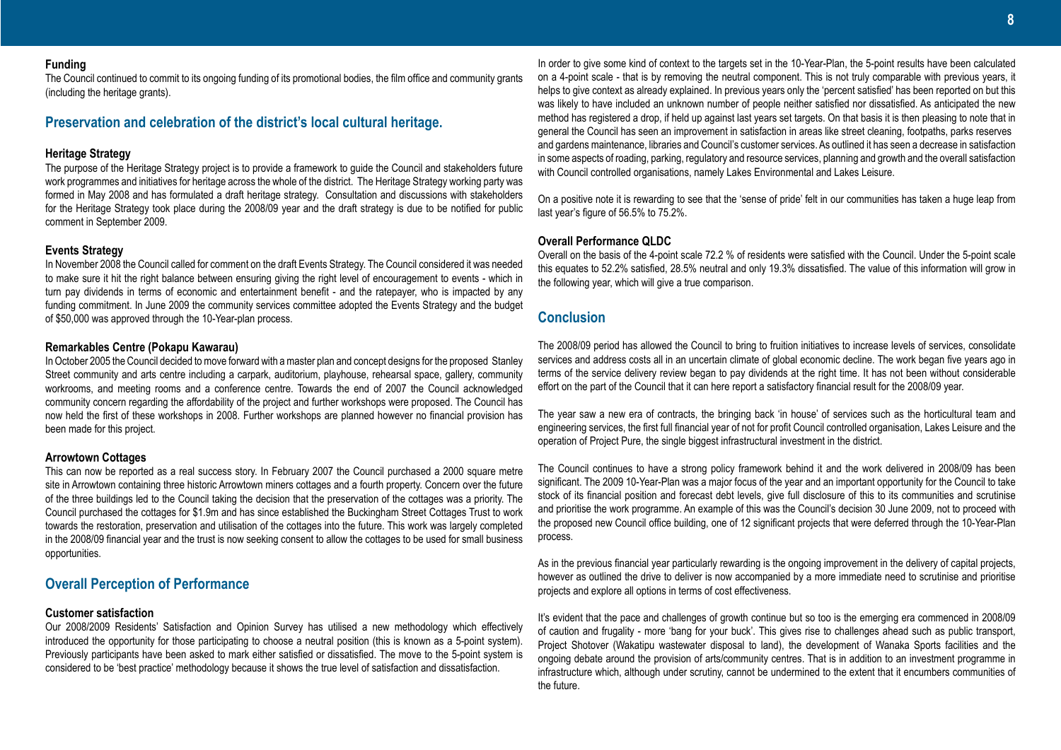### Funding

The Council continued to commit to its ongoing funding of its promotional bodies, the film office and community grants (including the heritage grants).

## Preservation and celebration of the district's local cultural heritage.

### Heritage Strategy

The purpose of the Heritage Strategy project is to provide a framework to guide the Council and stakeholders future work programmes and initiatives for heritage across the whole of the district. The Heritage Strategy working party was formed in May 2008 and has formulated a draft heritage strategy. Consultation and discussions with stakeholders for the Heritage Strategy took place during the 2008/09 year and the draft strategy is due to be notified for public comment in September 2009.

### Events Strategy

In November 2008 the Council called for comment on the draft Events Strategy. The Council considered it was needed to make sure it hit the right balance between ensuring giving the right level of encouragement to events - which in turn pay dividends in terms of economic and entertainment benefit - and the ratepayer, who is impacted by any funding commitment. In June 2009 the community services committee adopted the Events Strategy and the budget of $50,000 was approved through the 10-Year-plan process.

### Remarkables Centre (Pokapu Kawarau)

In October 2005 the Council decided to move forward with a master plan and concept designs for the proposed Stanley Street community and arts centre including a carpark, auditorium, playhouse, rehearsal space, gallery, community workrooms, and meeting rooms and a conference centre. Towards the end of 2007 the Council acknowledged community concern regarding the affordability of the project and further workshops were proposed. The Council has now held the first of these workshops in 2008. Further workshops are planned however no financial provision has been made for this project.

### Arrowtown Cottages

This can now be reported as a real success story. In February 2007 the Council purchased a 2000 square metre site in Arrowtown containing three historic Arrowtown miners cottages and a fourth property. Concern over the future of the three buildings led to the Council taking the decision that the preservation of the cottages was a priority. The Council purchased the cottages for $1.9m and has since established the Buckingham Street Cottages Trust to work towards the restoration, preservation and utilisation of the cottages into the future. This work was largely completed in the 2008/09 financial year and the trust is now seeking consent to allow the cottages to be used for small business opportunities.

## Overall Perception of Performance

### Customer satisfaction

Our 2008/2009 Residents' Satisfaction and Opinion Survey has utilised a new methodology which effectively introduced the opportunity for those participating to choose a neutral position (this is known as a 5-point system). Previously participants have been asked to mark either satisfied or dissatisfied. The move to the 5-point system is considered to be 'best practice' methodology because it shows the true level of satisfaction and dissatisfaction.

In order to give some kind of context to the targets set in the 10-Year-Plan, the 5-point results have been calculated on a 4-point scale - that is by removing the neutral component. This is not truly comparable with previous years, it helps to give context as already explained. In previous years only the 'percent satisfied' has been reported on but this was likely to have included an unknown number of people neither satisfied nor dissatisfied. As anticipated the new method has registered a drop, if held up against last years set targets. On that basis it is then pleasing to note that in general the Council has seen an improvement in satisfaction in areas like street cleaning, footpaths, parks reserves and gardens maintenance, libraries and Council's customer services. As outlined it has seen a decrease in satisfaction in some aspects of roading, parking, regulatory and resource services, planning and growth and the overall satisfaction with Council controlled organisations, namely Lakes Environmental and Lakes Leisure.

On a positive note it is rewarding to see that the 'sense of pride' felt in our communities has taken a huge leap from last year's figure of 56.5% to 75.2%.

### Overall Performance QLDC

Overall on the basis of the 4-point scale 72.2 % of residents were satisfied with the Council. Under the 5-point scale this equates to 52.2% satisfied, 28.5% neutral and only 19.3% dissatisfied. The value of this information will grow in the following year, which will give a true comparison.

## Conclusion

The 2008/09 period has allowed the Council to bring to fruition initiatives to increase levels of services, consolidate services and address costs all in an uncertain climate of global economic decline. The work began five years ago in terms of the service delivery review began to pay dividends at the right time. It has not been without considerable effort on the part of the Council that it can here report a satisfactory financial result for the 2008/09 year.

The year saw a new era of contracts, the bringing back 'in house' of services such as the horticultural team and engineering services, the first full financial year of not for profit Council controlled organisation, Lakes Leisure and the operation of Project Pure, the single biggest infrastructural investment in the district.

The Council continues to have a strong policy framework behind it and the work delivered in 2008/09 has been significant. The 2009 10-Year-Plan was a major focus of the year and an important opportunity for the Council to take stock of its financial position and forecast debt levels, give full disclosure of this to its communities and scrutinise and prioritise the work programme. An example of this was the Council's decision 30 June 2009, not to proceed with the proposed new Council office building, one of 12 significant projects that were deferred through the 10-Year-Plan process.

As in the previous financial year particularly rewarding is the ongoing improvement in the delivery of capital projects, however as outlined the drive to deliver is now accompanied by a more immediate need to scrutinise and prioritise projects and explore all options in terms of cost effectiveness.

It's evident that the pace and challenges of growth continue but so too is the emerging era commenced in 2008/09 of caution and frugality - more 'bang for your buck'. This gives rise to challenges ahead such as public transport, Project Shotover (Wakatipu wastewater disposal to land), the development of Wanaka Sports facilities and the ongoing debate around the provision of arts/community centres. That is in addition to an investment programme in infrastructure which, although under scrutiny, cannot be undermined to the extent that it encumbers communities of the future.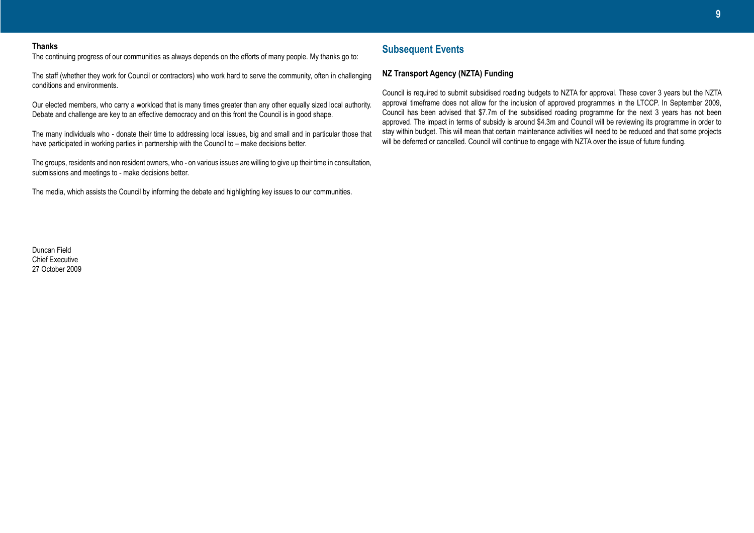**Thanks**

The continuing progress of our communities as always depends on the efforts of many people. My thanks go to:

The staff (whether they work for Council or contractors) who work hard to serve the community, often in challenging conditions and environments.

Our elected members, who carry a workload that is many times greater than any other equally sized local authority. Debate and challenge are key to an effective democracy and on this front the Council is in good shape.

The many individuals who - donate their time to addressing local issues, big and small and in particular those that have participated in working parties in partnership with the Council to – make decisions better.

The groups, residents and non resident owners, who - on various issues are willing to give up their time in consultation, submissions and meetings to - make decisions better.

The media, which assists the Council by informing the debate and highlighting key issues to our communities.

Duncan Field
Chief Executive
27 October 2009

## Subsequent Events

### NZ Transport Agency (NZTA) Funding

Council is required to submit subsidised roading budgets to NZTA for approval. These cover 3 years but the NZTA approval timeframe does not allow for the inclusion of approved programmes in the LTCCP. In September 2009, Council has been advised that $7.7m of the subsidised roading programme for the next 3 years has not been approved. The impact in terms of subsidy is around $4.3m and Council will be reviewing its programme in order to stay within budget. This will mean that certain maintenance activities will need to be reduced and that some projects will be deferred or cancelled. Council will continue to engage with NZTA over the issue of future funding.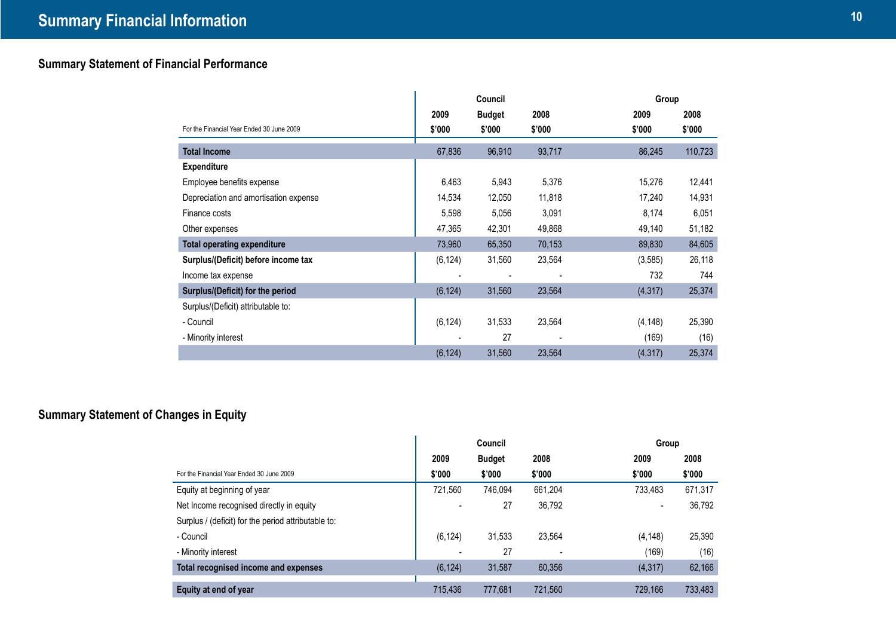# Summary Financial Information

## Summary Statement of Financial Performance

| | Council | | | Group | |
|---|---|---|---|---|---|
| | 2009 | Budget | 2008 | 2009 | 2008 |
| For the Financial Year Ended 30 June 2009 | $'000 | $'000 | $'000 | $'000 | $'000 |
| **Total Income** | 67,836 | 96,910 | 93,717 | 86,245 | 110,723 |
| **Expenditure** | | | | | |
| Employee benefits expense | 6,463 | 5,943 | 5,376 | 15,276 | 12,441 |
| Depreciation and amortisation expense | 14,534 | 12,050 | 11,818 | 17,240 | 14,931 |
| Finance costs | 5,598 | 5,056 | 3,091 | 8,174 | 6,051 |
| Other expenses | 47,365 | 42,301 | 49,868 | 49,140 | 51,182 |
| **Total operating expenditure** | 73,960 | 65,350 | 70,153 | 89,830 | 84,605 |
| **Surplus/(Deficit) before income tax** | (6,124) | 31,560 | 23,564 | (3,585) | 26,118 |
| Income tax expense | - | - | - | 732 | 744 |
| **Surplus/(Deficit) for the period** | (6,124) | 31,560 | 23,564 | (4,317) | 25,374 |
| Surplus/(Deficit) attributable to: | | | | | |
| - Council | (6,124) | 31,533 | 23,564 | (4,148) | 25,390 |
| - Minority interest | - | 27 | - | (169) | (16) |
| | (6,124) | 31,560 | 23,564 | (4,317) | 25,374 |

## Summary Statement of Changes in Equity

| | Council | | | Group | |
|---|---|---|---|---|---|
| | 2009 | Budget | 2008 | 2009 | 2008 |
| For the Financial Year Ended 30 June 2009 | $'000 | $'000 | $'000 | $'000 | $'000 |
| Equity at beginning of year | 721,560 | 746,094 | 661,204 | 733,483 | 671,317 |
| Net Income recognised directly in equity | - | 27 | 36,792 | - | 36,792 |
| Surplus / (deficit) for the period attributable to: | | | | | |
| - Council | (6,124) | 31,533 | 23,564 | (4,148) | 25,390 |
| - Minority interest | - | 27 | - | (169) | (16) |
| **Total recognised income and expenses** | (6,124) | 31,587 | 60,356 | (4,317) | 62,166 |
| **Equity at end of year** | 715,436 | 777,681 | 721,560 | 729,166 | 733,483 |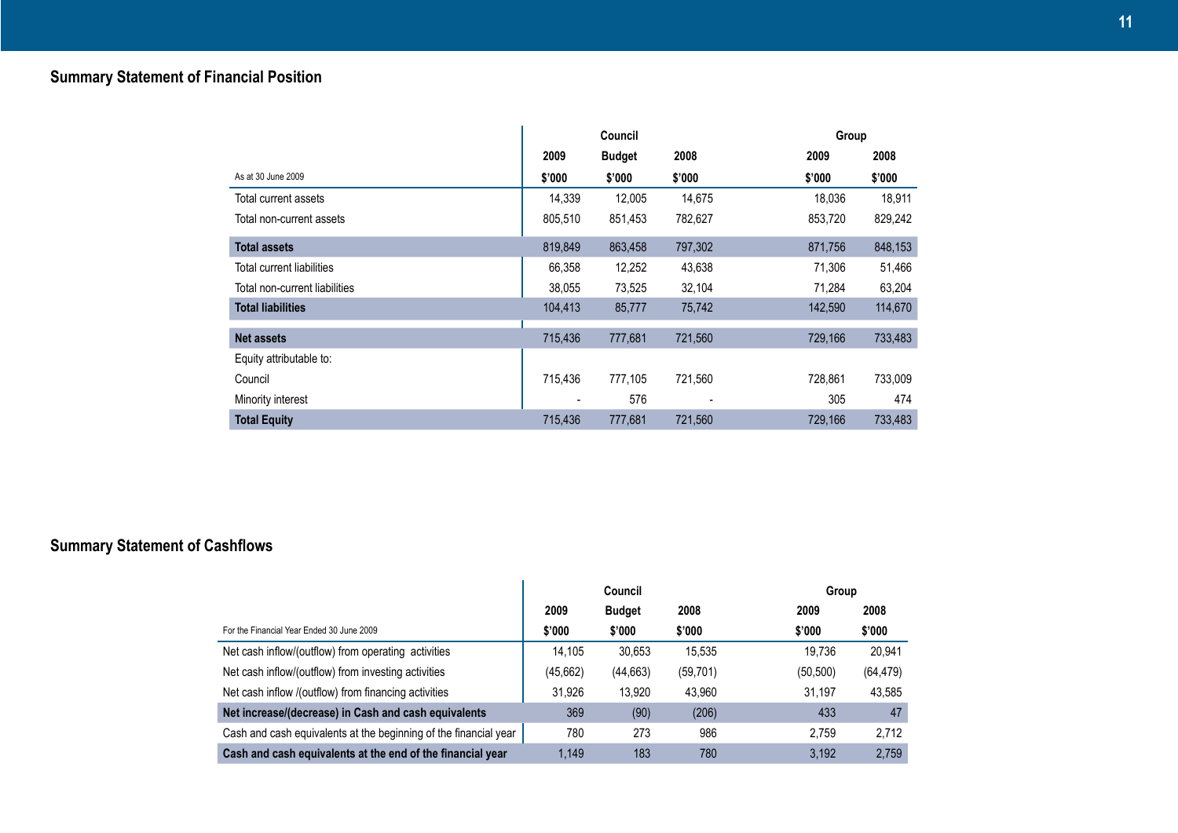## Summary Statement of Financial Position

| | Council | | | Group | |
|---|---|---|---|---|---|
| | 2009 | Budget | 2008 | 2009 | 2008 |
| As at 30 June 2009 | $'000 | $'000 | $'000 | $'000 | $'000 |
| Total current assets | 14,339 | 12,005 | 14,675 | 18,036 | 18,911 |
| Total non-current assets | 805,510 | 851,453 | 782,627 | 853,720 | 829,242 |
| **Total assets** | 819,849 | 863,458 | 797,302 | 871,756 | 848,153 |
| Total current liabilities | 66,358 | 12,252 | 43,638 | 71,306 | 51,466 |
| Total non-current liabilities | 38,055 | 73,525 | 32,104 | 71,284 | 63,204 |
| **Total liabilities** | 104,413 | 85,777 | 75,742 | 142,590 | 114,670 |
| **Net assets** | 715,436 | 777,681 | 721,560 | 729,166 | 733,483 |
| Equity attributable to: | | | | | |
| Council | 715,436 | 777,105 | 721,560 | 728,861 | 733,009 |
| Minority interest | - | 576 | - | 305 | 474 |
| **Total Equity** | 715,436 | 777,681 | 721,560 | 729,166 | 733,483 |

## Summary Statement of Cashflows

| | Council | | | Group | |
|---|---|---|---|---|---|
| | 2009 | Budget | 2008 | 2009 | 2008 |
| For the Financial Year Ended 30 June 2009 | $'000 | $'000 | $'000 | $'000 | $'000 |
| Net cash inflow/(outflow) from operating activities | 14,105 | 30,653 | 15,535 | 19,736 | 20,941 |
| Net cash inflow/(outflow) from investing activities | (45,662) | (44,663) | (59,701) | (50,500) | (64,479) |
| Net cash inflow /(outflow) from financing activities | 31,926 | 13,920 | 43,960 | 31,197 | 43,585 |
| **Net increase/(decrease) in Cash and cash equivalents** | 369 | (90) | (206) | 433 | 47 |
| Cash and cash equivalents at the beginning of the financial year | 780 | 273 | 986 | 2,759 | 2,712 |
| **Cash and cash equivalents at the end of the financial year** | 1,149 | 183 | 780 | 3,192 | 2,759 |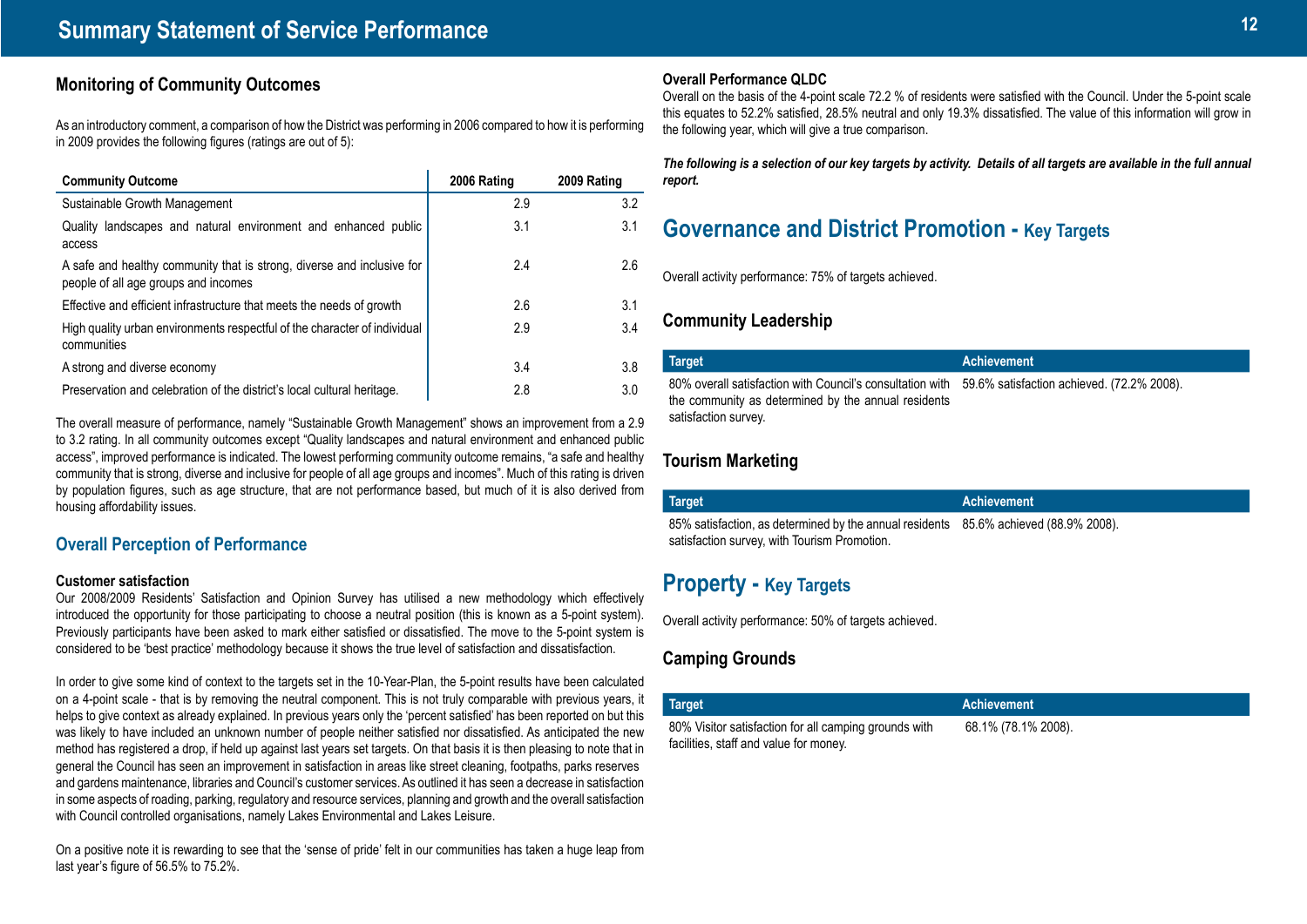# Summary Statement of Service Performance

## Monitoring of Community Outcomes

As an introductory comment, a comparison of how the District was performing in 2006 compared to how it is performing in 2009 provides the following figures (ratings are out of 5):

| Community Outcome | 2006 Rating | 2009 Rating |
| --- | --- | --- |
| Sustainable Growth Management | 2.9 | 3.2 |
| Quality landscapes and natural environment and enhanced public access | 3.1 | 3.1 |
| A safe and healthy community that is strong, diverse and inclusive for people of all age groups and incomes | 2.4 | 2.6 |
| Effective and efficient infrastructure that meets the needs of growth | 2.6 | 3.1 |
| High quality urban environments respectful of the character of individual communities | 2.9 | 3.4 |
| A strong and diverse economy | 3.4 | 3.8 |
| Preservation and celebration of the district's local cultural heritage. | 2.8 | 3.0 |

The overall measure of performance, namely "Sustainable Growth Management" shows an improvement from a 2.9 to 3.2 rating. In all community outcomes except "Quality landscapes and natural environment and enhanced public access", improved performance is indicated. The lowest performing community outcome remains, "a safe and healthy community that is strong, diverse and inclusive for people of all age groups and incomes". Much of this rating is driven by population figures, such as age structure, that are not performance based, but much of it is also derived from housing affordability issues.

## Overall Perception of Performance

**Customer satisfaction**

Our 2008/2009 Residents' Satisfaction and Opinion Survey has utilised a new methodology which effectively introduced the opportunity for those participating to choose a neutral position (this is known as a 5-point system). Previously participants have been asked to mark either satisfied or dissatisfied. The move to the 5-point system is considered to be 'best practice' methodology because it shows the true level of satisfaction and dissatisfaction.

In order to give some kind of context to the targets set in the 10-Year-Plan, the 5-point results have been calculated on a 4-point scale - that is by removing the neutral component. This is not truly comparable with previous years, it helps to give context as already explained. In previous years only the 'percent satisfied' has been reported on but this was likely to have included an unknown number of people neither satisfied nor dissatisfied. As anticipated the new method has registered a drop, if held up against last years set targets. On that basis it is then pleasing to note that in general the Council has seen an improvement in satisfaction in areas like street cleaning, footpaths, parks reserves and gardens maintenance, libraries and Council's customer services. As outlined it has seen a decrease in satisfaction in some aspects of roading, parking, regulatory and resource services, planning and growth and the overall satisfaction with Council controlled organisations, namely Lakes Environmental and Lakes Leisure.

On a positive note it is rewarding to see that the 'sense of pride' felt in our communities has taken a huge leap from last year's figure of 56.5% to 75.2%.

**Overall Performance QLDC**

Overall on the basis of the 4-point scale 72.2 % of residents were satisfied with the Council. Under the 5-point scale this equates to 52.2% satisfied, 28.5% neutral and only 19.3% dissatisfied. The value of this information will grow in the following year, which will give a true comparison.

***The following is a selection of our key targets by activity. Details of all targets are available in the full annual report.***

## Governance and District Promotion - Key Targets

Overall activity performance: 75% of targets achieved.

### Community Leadership

| Target | Achievement |
| --- | --- |
| 80% overall satisfaction with Council's consultation with the community as determined by the annual residents satisfaction survey. | 59.6% satisfaction achieved. (72.2% 2008). |

### Tourism Marketing

| Target | Achievement |
| --- | --- |
| 85% satisfaction, as determined by the annual residents satisfaction survey, with Tourism Promotion. | 85.6% achieved (88.9% 2008). |

## Property - Key Targets

Overall activity performance: 50% of targets achieved.

### Camping Grounds

| Target | Achievement |
| --- | --- |
| 80% Visitor satisfaction for all camping grounds with facilities, staff and value for money. | 68.1% (78.1% 2008). |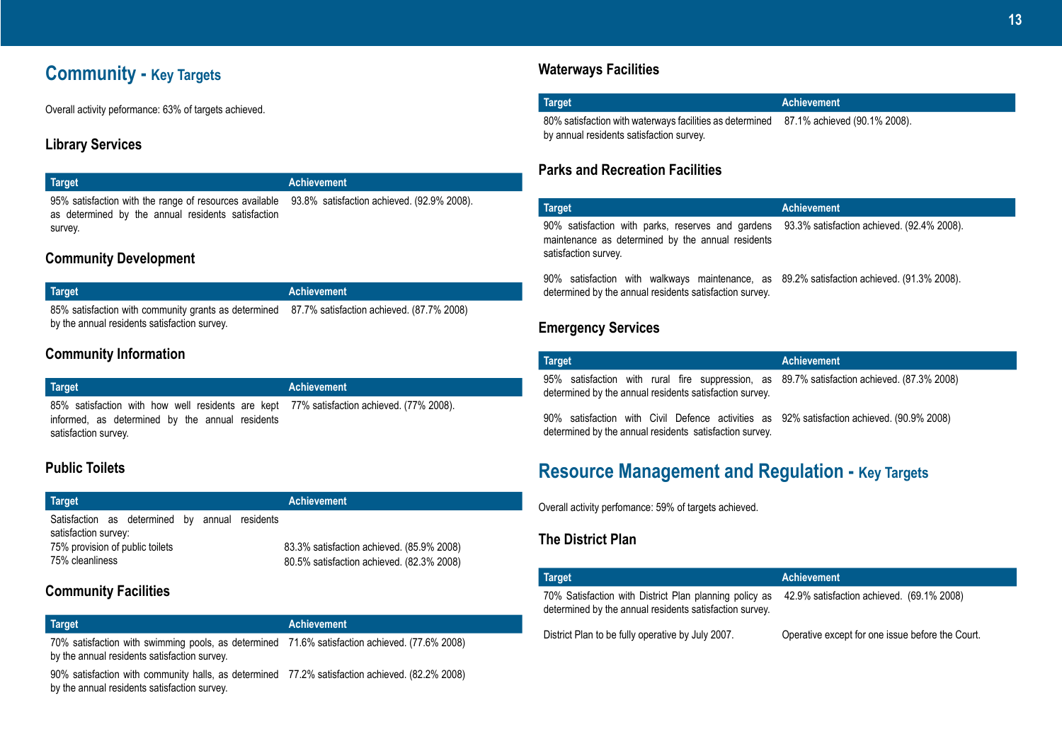# Community - Key Targets

Overall activity peformance: 63% of targets achieved.

## Library Services

| Target | Achievement |
|---|---|
| 95% satisfaction with the range of resources available as determined by the annual residents satisfaction survey. | 93.8% satisfaction achieved. (92.9% 2008). |

## Community Development

| Target | Achievement |
|---|---|
| 85% satisfaction with community grants as determined by the annual residents satisfaction survey. | 87.7% satisfaction achieved. (87.7% 2008) |

## Community Information

| Target | Achievement |
|---|---|
| 85% satisfaction with how well residents are kept informed, as determined by the annual residents satisfaction survey. | 77% satisfaction achieved. (77% 2008). |

## Public Toilets

| Target | Achievement |
|---|---|
| Satisfaction as determined by annual residents satisfaction survey: | |
| 75% provision of public toilets | 83.3% satisfaction achieved. (85.9% 2008) |
| 75% cleanliness | 80.5% satisfaction achieved. (82.3% 2008) |

## Community Facilities

| Target | Achievement |
|---|---|
| 70% satisfaction with swimming pools, as determined by the annual residents satisfaction survey. | 71.6% satisfaction achieved. (77.6% 2008) |
| 90% satisfaction with community halls, as determined by the annual residents satisfaction survey. | 77.2% satisfaction achieved. (82.2% 2008) |

## Waterways Facilities

| Target | Achievement |
|---|---|
| 80% satisfaction with waterways facilities as determined by annual residents satisfaction survey. | 87.1% achieved (90.1% 2008). |

## Parks and Recreation Facilities

| Target | Achievement |
|---|---|
| 90% satisfaction with parks, reserves and gardens maintenance as determined by the annual residents satisfaction survey. | 93.3% satisfaction achieved. (92.4% 2008). |
| 90% satisfaction with walkways maintenance, as determined by the annual residents satisfaction survey. | 89.2% satisfaction achieved. (91.3% 2008). |

## Emergency Services

| Target | Achievement |
|---|---|
| 95% satisfaction with rural fire suppression, as determined by the annual residents satisfaction survey. | 89.7% satisfaction achieved. (87.3% 2008) |
| 90% satisfaction with Civil Defence activities as determined by the annual residents satisfaction survey. | 92% satisfaction achieved. (90.9% 2008) |

# Resource Management and Regulation - Key Targets

Overall activity perfomance: 59% of targets achieved.

## The District Plan

| Target | Achievement |
|---|---|
| 70% Satisfaction with District Plan planning policy as determined by the annual residents satisfaction survey. | 42.9% satisfaction achieved. (69.1% 2008) |
| District Plan to be fully operative by July 2007. | Operative except for one issue before the Court. |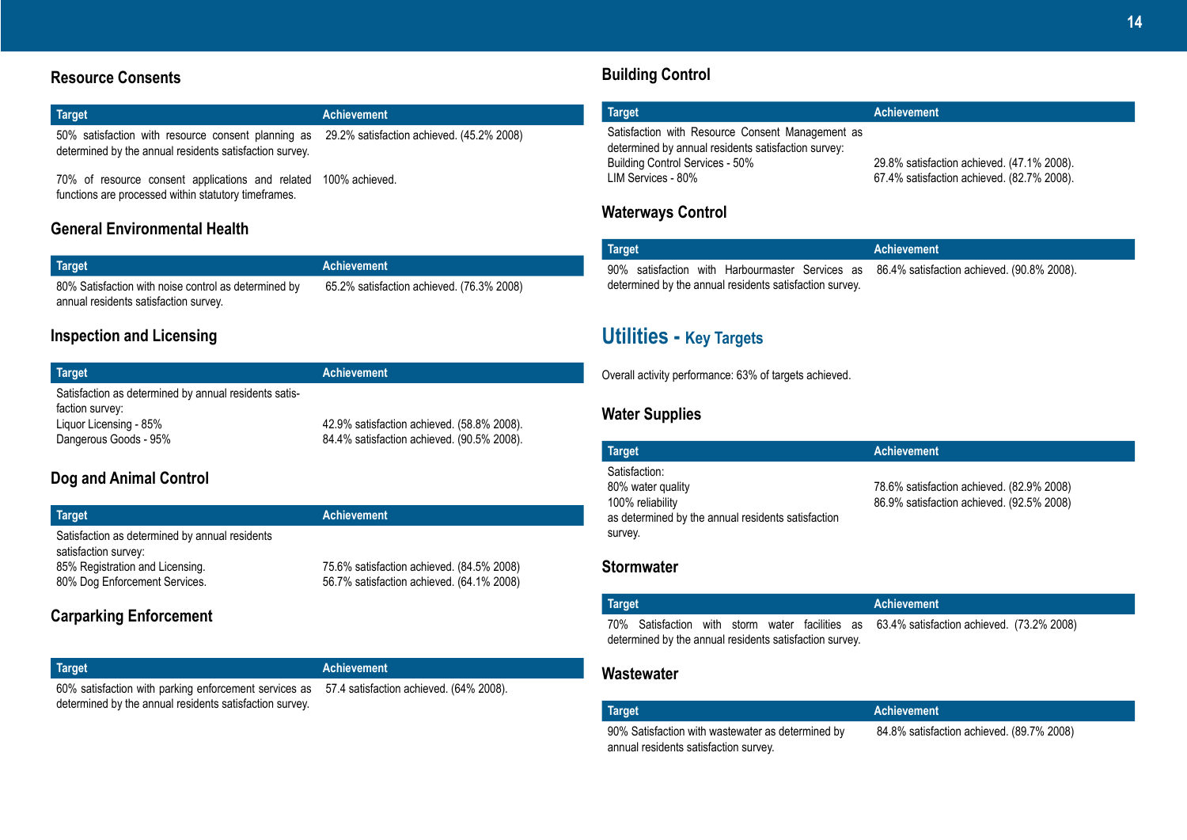## Resource Consents

| Target | Achievement |
|---|---|
| 50% satisfaction with resource consent planning as determined by the annual residents satisfaction survey. | 29.2% satisfaction achieved. (45.2% 2008) |
| 70% of resource consent applications and related functions are processed within statutory timeframes. | 100% achieved. |

## General Environmental Health

| Target | Achievement |
|---|---|
| 80% Satisfaction with noise control as determined by annual residents satisfaction survey. | 65.2% satisfaction achieved. (76.3% 2008) |

## Inspection and Licensing

| Target | Achievement |
|---|---|
| Satisfaction as determined by annual residents satisfaction survey: | |
| Liquor Licensing - 85% | 42.9% satisfaction achieved. (58.8% 2008). |
| Dangerous Goods - 95% | 84.4% satisfaction achieved. (90.5% 2008). |

## Dog and Animal Control

| Target | Achievement |
|---|---|
| Satisfaction as determined by annual residents satisfaction survey: | |
| 85% Registration and Licensing. | 75.6% satisfaction achieved. (84.5% 2008) |
| 80% Dog Enforcement Services. | 56.7% satisfaction achieved. (64.1% 2008) |

## Carparking Enforcement

| Target | Achievement |
|---|---|
| 60% satisfaction with parking enforcement services as determined by the annual residents satisfaction survey. | 57.4 satisfaction achieved. (64% 2008). |

## Building Control

| Target | Achievement |
|---|---|
| Satisfaction with Resource Consent Management as determined by annual residents satisfaction survey: | |
| Building Control Services - 50% | 29.8% satisfaction achieved. (47.1% 2008). |
| LIM Services - 80% | 67.4% satisfaction achieved. (82.7% 2008). |

## Waterways Control

| Target | Achievement |
|---|---|
| 90% satisfaction with Harbourmaster Services as determined by the annual residents satisfaction survey. | 86.4% satisfaction achieved. (90.8% 2008). |

# Utilities - Key Targets

Overall activity performance: 63% of targets achieved.

## Water Supplies

| Target | Achievement |
|---|---|
| Satisfaction: | |
| 80% water quality | 78.6% satisfaction achieved. (82.9% 2008) |
| 100% reliability | 86.9% satisfaction achieved. (92.5% 2008) |
| as determined by the annual residents satisfaction survey. | |

## Stormwater

| Target | Achievement |
|---|---|
| 70% Satisfaction with storm water facilities as determined by the annual residents satisfaction survey. | 63.4% satisfaction achieved. (73.2% 2008) |

## Wastewater

| Target | Achievement |
|---|---|
| 90% Satisfaction with wastewater as determined by annual residents satisfaction survey. | 84.8% satisfaction achieved. (89.7% 2008) |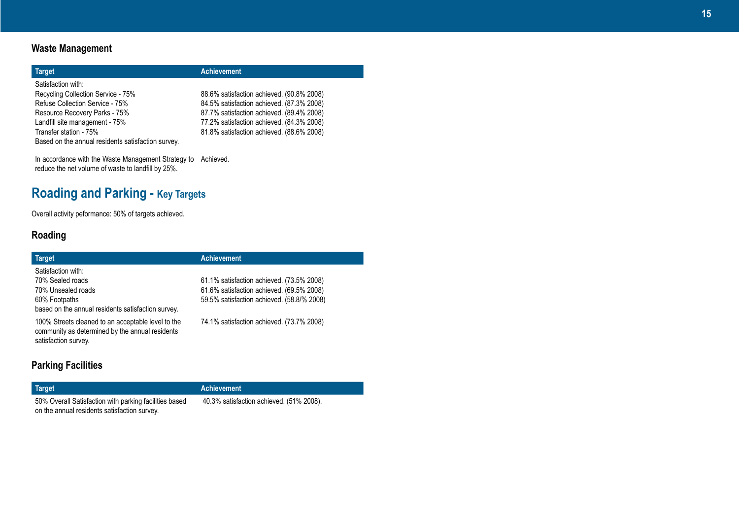## Waste Management

| Target | Achievement |
| --- | --- |
| Satisfaction with:<br>Recycling Collection Service - 75%<br>Refuse Collection Service - 75%<br>Resource Recovery Parks - 75%<br>Landfill site management - 75%<br>Transfer station - 75%<br>Based on the annual residents satisfaction survey. | <br>88.6% satisfaction achieved. (90.8% 2008)<br>84.5% satisfaction achieved. (87.3% 2008)<br>87.7% satisfaction achieved. (89.4% 2008)<br>77.2% satisfaction achieved. (84.3% 2008)<br>81.8% satisfaction achieved. (88.6% 2008) |
| In accordance with the Waste Management Strategy to reduce the net volume of waste to landfill by 25%. | Achieved. |

# Roading and Parking - Key Targets

Overall activity peformance: 50% of targets achieved.

## Roading

| Target | Achievement |
| --- | --- |
| Satisfaction with:<br>70% Sealed roads<br>70% Unsealed roads<br>60% Footpaths<br>based on the annual residents satisfaction survey. | <br>61.1% satisfaction achieved. (73.5% 2008)<br>61.6% satisfaction achieved. (69.5% 2008)<br>59.5% satisfaction achieved. (58.8/% 2008) |
| 100% Streets cleaned to an acceptable level to the community as determined by the annual residents satisfaction survey. | 74.1% satisfaction achieved. (73.7% 2008) |

## Parking Facilities

| Target | Achievement |
| --- | --- |
| 50% Overall Satisfaction with parking facilities based on the annual residents satisfaction survey. | 40.3% satisfaction achieved. (51% 2008). |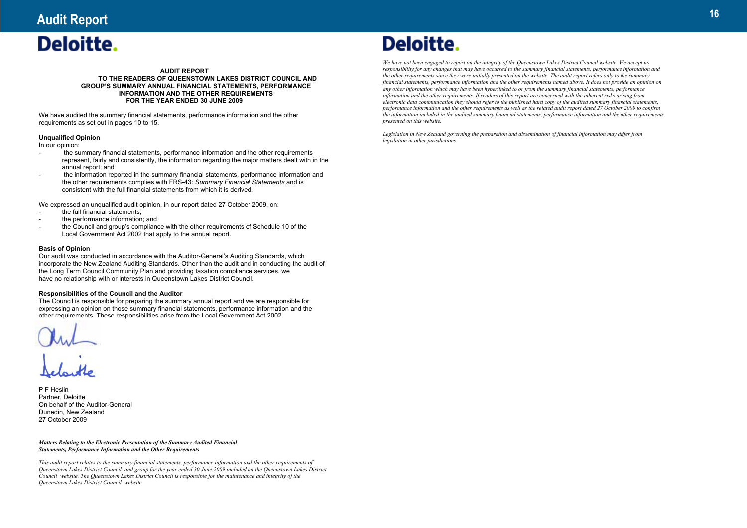# Audit Report

**Deloitte.**

**AUDIT REPORT**
**TO THE READERS OF QUEENSTOWN LAKES DISTRICT COUNCIL AND GROUP'S SUMMARY ANNUAL FINANCIAL STATEMENTS, PERFORMANCE INFORMATION AND THE OTHER REQUIREMENTS**
**FOR THE YEAR ENDED 30 JUNE 2009**

We have audited the summary financial statements, performance information and the other requirements as set out in pages 10 to 15.

**Unqualified Opinion**

In our opinion:

- the summary financial statements, performance information and the other requirements represent, fairly and consistently, the information regarding the major matters dealt with in the annual report; and
- the information reported in the summary financial statements, performance information and the other requirements complies with FRS-43: *Summary Financial Statements* and is consistent with the full financial statements from which it is derived.

We expressed an unqualified audit opinion, in our report dated 27 October 2009, on:

- the full financial statements;
- the performance information; and
- the Council and group's compliance with the other requirements of Schedule 10 of the Local Government Act 2002 that apply to the annual report.

**Basis of Opinion**

Our audit was conducted in accordance with the Auditor-General's Auditing Standards, which incorporate the New Zealand Auditing Standards. Other than the audit and in conducting the audit of the Long Term Council Community Plan and providing taxation compliance services, we have no relationship with or interests in Queenstown Lakes District Council.

**Responsibilities of the Council and the Auditor**

The Council is responsible for preparing the summary annual report and we are responsible for expressing an opinion on those summary financial statements, performance information and the other requirements. These responsibilities arise from the Local Government Act 2002.

P F Heslin
Partner, Deloitte
On behalf of the Auditor-General
Dunedin, New Zealand
27 October 2009

***Matters Relating to the Electronic Presentation of the Summary Audited Financial Statements, Performance Information and the Other Requirements***

*This audit report relates to the summary financial statements, performance information and the other requirements of Queenstown Lakes District Council and group for the year ended 30 June 2009 included on the Queenstown Lakes District Council website. The Queenstown Lakes District Council is responsible for the maintenance and integrity of the Queenstown Lakes District Council website.*

**Deloitte.**

*We have not been engaged to report on the integrity of the Queenstown Lakes District Council website. We accept no responsibility for any changes that may have occurred to the summary financial statements, performance information and the other requirements since they were initially presented on the website. The audit report refers only to the summary financial statements, performance information and the other requirements named above. It does not provide an opinion on any other information which may have been hyperlinked to or from the summary financial statements, performance information and the other requirements. If readers of this report are concerned with the inherent risks arising from electronic data communication they should refer to the published hard copy of the audited summary financial statements, performance information and the other requirements as well as the related audit report dated 27 October 2009 to confirm the information included in the audited summary financial statements, performance information and the other requirements presented on this website.*

*Legislation in New Zealand governing the preparation and dissemination of financial information may differ from legislation in other jurisdictions.*